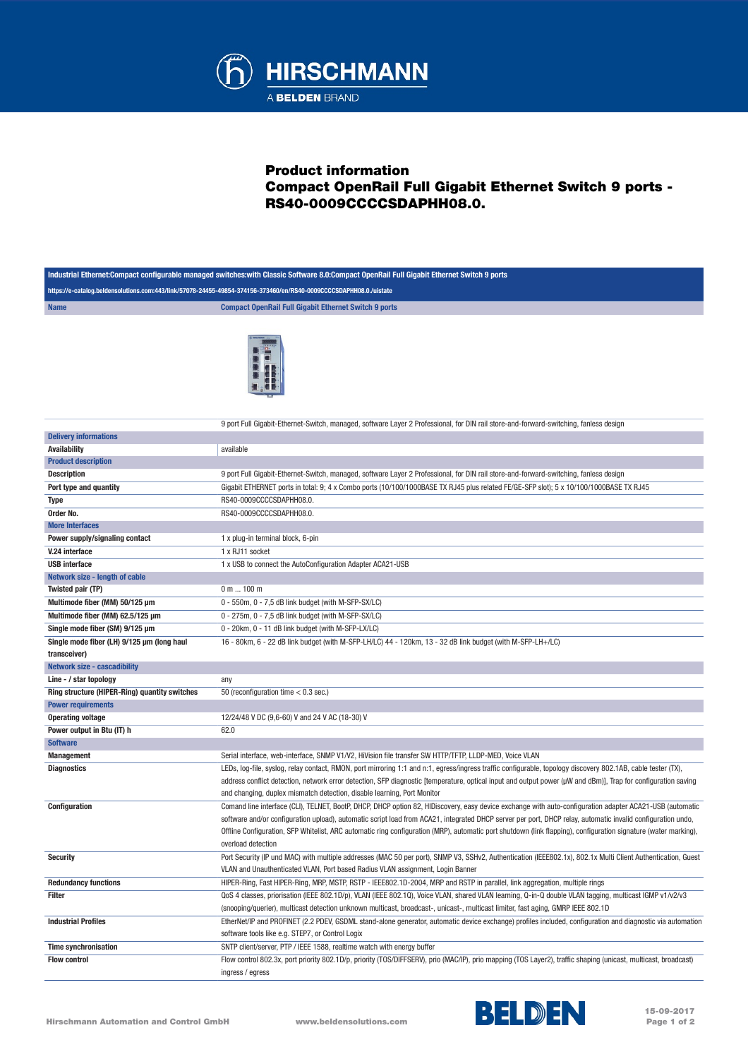# Product information
## Compact OpenRail Full Gigabit Ethernet Switch 9 ports - RS40-0009CCCCSDAPHH08.0.

**Industrial Ethernet:Compact configurable managed switches:with Classic Software 8.0:Compact OpenRail Full Gigabit Ethernet Switch 9 ports**

https://e-catalog.beldensolutions.com:443/link/57078-24455-49854-374156-373460/en/RS40-0009CCCCSDAPHH08.0./uistate

| Name | Compact OpenRail Full Gigabit Ethernet Switch 9 ports |
|---|---|
| | 9 port Full Gigabit-Ethernet-Switch, managed, software Layer 2 Professional, for DIN rail store-and-forward-switching, fanless design |
| **Delivery informations** | |
| **Availability** | available |
| **Product description** | |
| **Description** | 9 port Full Gigabit-Ethernet-Switch, managed, software Layer 2 Professional, for DIN rail store-and-forward-switching, fanless design |
| **Port type and quantity** | Gigabit ETHERNET ports in total: 9; 4 x Combo ports (10/100/1000BASE TX RJ45 plus related FE/GE-SFP slot); 5 x 10/100/1000BASE TX RJ45 |
| **Type** | RS40-0009CCCCSDAPHH08.0. |
| **Order No.** | RS40-0009CCCCSDAPHH08.0. |
| **More Interfaces** | |
| **Power supply/signaling contact** | 1 x plug-in terminal block, 6-pin |
| **V.24 interface** | 1 x RJ11 socket |
| **USB interface** | 1 x USB to connect the AutoConfiguration Adapter ACA21-USB |
| **Network size - length of cable** | |
| **Twisted pair (TP)** | 0 m ... 100 m |
| **Multimode fiber (MM) 50/125 µm** | 0 - 550m, 0 - 7,5 dB link budget (with M-SFP-SX/LC) |
| **Multimode fiber (MM) 62.5/125 µm** | 0 - 275m, 0 - 7,5 dB link budget (with M-SFP-SX/LC) |
| **Single mode fiber (SM) 9/125 µm** | 0 - 20km, 0 - 11 dB link budget (with M-SFP-LX/LC) |
| **Single mode fiber (LH) 9/125 µm (long haul transceiver)** | 16 - 80km, 6 - 22 dB link budget (with M-SFP-LH/LC) 44 - 120km, 13 - 32 dB link budget (with M-SFP-LH+/LC) |
| **Network size - cascadibility** | |
| **Line - / star topology** | any |
| **Ring structure (HIPER-Ring) quantity switches** | 50 (reconfiguration time < 0.3 sec.) |
| **Power requirements** | |
| **Operating voltage** | 12/24/48 V DC (9,6-60) V and 24 V AC (18-30) V |
| **Power output in Btu (IT) h** | 62.0 |
| **Software** | |
| **Management** | Serial interface, web-interface, SNMP V1/V2, HiVision file transfer SW HTTP/TFTP, LLDP-MED, Voice VLAN |
| **Diagnostics** | LEDs, log-file, syslog, relay contact, RMON, port mirroring 1:1 and n:1, egress/ingress traffic configurable, topology discovery 802.1AB, cable tester (TX), address conflict detection, network error detection, SFP diagnostic [temperature, optical input and output power (µW and dBm)], Trap for configuration saving and changing, duplex mismatch detection, disable learning, Port Monitor |
| **Configuration** | Comand line interface (CLI), TELNET, BootP, DHCP, DHCP option 82, HIDiscovery, easy device exchange with auto-configuration adapter ACA21-USB (automatic software and/or configuration upload), automatic script load from ACA21, integrated DHCP server per port, DHCP relay, automatic invalid configuration undo, Offline Configuration, SFP Whitelist, ARC automatic ring configuration (MRP), automatic port shutdown (link flapping), configuration signature (water marking), overload detection |
| **Security** | Port Security (IP und MAC) with multiple addresses (MAC 50 per port), SNMP V3, SSHv2, Authentication (IEEE802.1x), 802.1x Multi Client Authentication, Guest VLAN and Unauthenticated VLAN, Port based Radius VLAN assignment, Login Banner |
| **Redundancy functions** | HIPER-Ring, Fast HIPER-Ring, MRP, MSTP, RSTP - IEEE802.1D-2004, MRP and RSTP in parallel, link aggregation, multiple rings |
| **Filter** | QoS 4 classes, priorisation (IEEE 802.1D/p), VLAN (IEEE 802.1Q), Voice VLAN, shared VLAN learning, Q-in-Q double VLAN tagging, multicast IGMP v1/v2/v3 (snooping/querier), multicast detection unknown multicast, broadcast-, unicast-, multicast limiter, fast aging, GMRP IEEE 802.1D |
| **Industrial Profiles** | EtherNet/IP and PROFINET (2.2 PDEV, GSDML stand-alone generator, automatic device exchange) profiles included, configuration and diagnostic via automation software tools like e.g. STEP7, or Control Logix |
| **Time synchronisation** | SNTP client/server, PTP / IEEE 1588, realtime watch with energy buffer |
| **Flow control** | Flow control 802.3x, port priority 802.1D/p, priority (TOS/DIFFSERV), prio (MAC/IP), prio mapping (TOS Layer2), traffic shaping (unicast, multicast, broadcast) ingress / egress |

Hirschmann Automation and Control GmbH www.beldensolutions.com 15-09-2017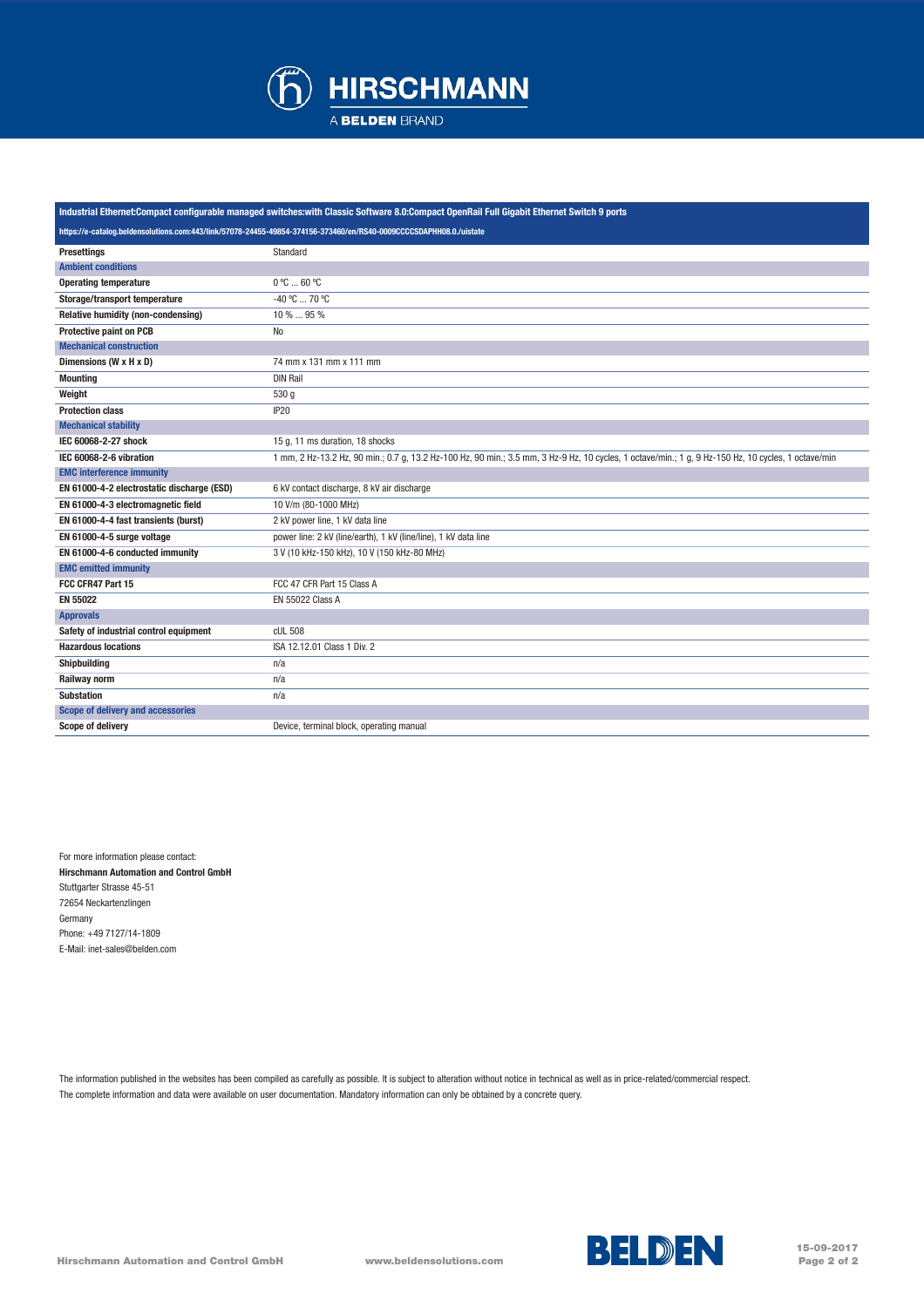**Industrial Ethernet:Compact configurable managed switches:with Classic Software 8.0:Compact OpenRail Full Gigabit Ethernet Switch 9 ports**

https://e-catalog.beldensolutions.com:443/link/57078-24455-49854-374156-373460/en/RS40-0009CCCCSDAPHH08.0./uistate

| | |
|---|---|
| **Presettings** | Standard |
| **Ambient conditions** | |
| **Operating temperature** | 0 °C ... 60 °C |
| **Storage/transport temperature** | -40 °C ... 70 °C |
| **Relative humidity (non-condensing)** | 10 % ... 95 % |
| **Protective paint on PCB** | No |
| **Mechanical construction** | |
| **Dimensions (W x H x D)** | 74 mm x 131 mm x 111 mm |
| **Mounting** | DIN Rail |
| **Weight** | 530 g |
| **Protection class** | IP20 |
| **Mechanical stability** | |
| **IEC 60068-2-27 shock** | 15 g, 11 ms duration, 18 shocks |
| **IEC 60068-2-6 vibration** | 1 mm, 2 Hz-13.2 Hz, 90 min.; 0.7 g, 13.2 Hz-100 Hz, 90 min.; 3.5 mm, 3 Hz-9 Hz, 10 cycles, 1 octave/min.; 1 g, 9 Hz-150 Hz, 10 cycles, 1 octave/min |
| **EMC interference immunity** | |
| **EN 61000-4-2 electrostatic discharge (ESD)** | 6 kV contact discharge, 8 kV air discharge |
| **EN 61000-4-3 electromagnetic field** | 10 V/m (80-1000 MHz) |
| **EN 61000-4-4 fast transients (burst)** | 2 kV power line, 1 kV data line |
| **EN 61000-4-5 surge voltage** | power line: 2 kV (line/earth), 1 kV (line/line), 1 kV data line |
| **EN 61000-4-6 conducted immunity** | 3 V (10 kHz-150 kHz), 10 V (150 kHz-80 MHz) |
| **EMC emitted immunity** | |
| **FCC CFR47 Part 15** | FCC 47 CFR Part 15 Class A |
| **EN 55022** | EN 55022 Class A |
| **Approvals** | |
| **Safety of industrial control equipment** | cUL 508 |
| **Hazardous locations** | ISA 12.12.01 Class 1 Div. 2 |
| **Shipbuilding** | n/a |
| **Railway norm** | n/a |
| **Substation** | n/a |
| **Scope of delivery and accessories** | |
| **Scope of delivery** | Device, terminal block, operating manual |

For more information please contact:
**Hirschmann Automation and Control GmbH**
Stuttgarter Strasse 45-51
72654 Neckartenzlingen
Germany
Phone: +49 7127/14-1809
E-Mail: inet-sales@belden.com

The information published in the websites has been compiled as carefully as possible. It is subject to alteration without notice in technical as well as in price-related/commercial respect.
The complete information and data were available on user documentation. Mandatory information can only be obtained by a concrete query.